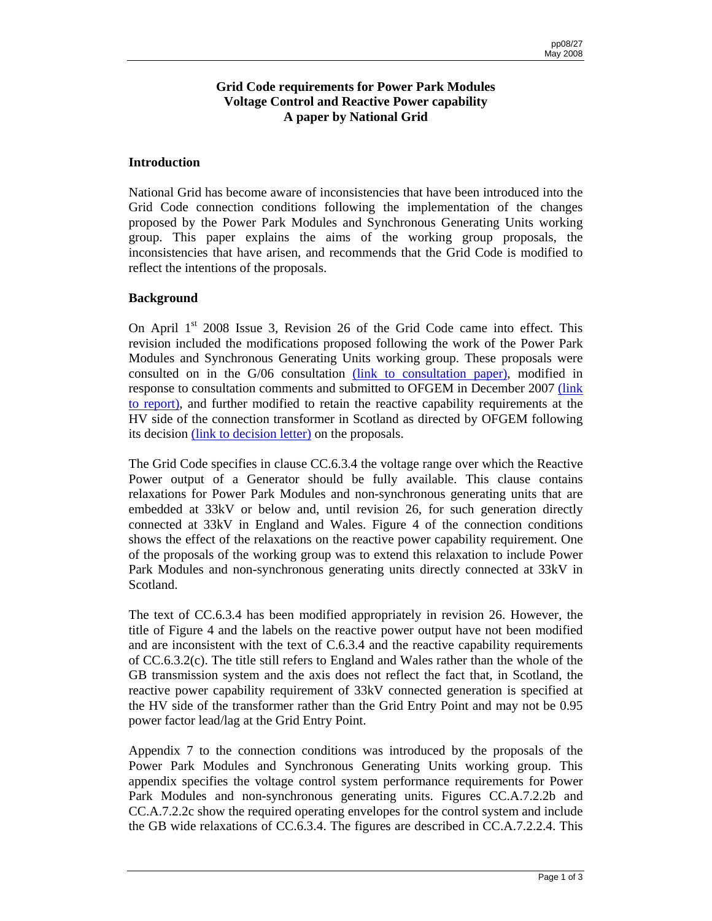# Grid Code requirements for Power Park Modules
# Voltage Control and Reactive Power capability
# A paper by National Grid

## Introduction

National Grid has become aware of inconsistencies that have been introduced into the Grid Code connection conditions following the implementation of the changes proposed by the Power Park Modules and Synchronous Generating Units working group. This paper explains the aims of the working group proposals, the inconsistencies that have arisen, and recommends that the Grid Code is modified to reflect the intentions of the proposals.

## Background

On April 1st 2008 Issue 3, Revision 26 of the Grid Code came into effect. This revision included the modifications proposed following the work of the Power Park Modules and Synchronous Generating Units working group. These proposals were consulted on in the G/06 consultation (link to consultation paper), modified in response to consultation comments and submitted to OFGEM in December 2007 (link to report), and further modified to retain the reactive capability requirements at the HV side of the connection transformer in Scotland as directed by OFGEM following its decision (link to decision letter) on the proposals.

The Grid Code specifies in clause CC.6.3.4 the voltage range over which the Reactive Power output of a Generator should be fully available. This clause contains relaxations for Power Park Modules and non-synchronous generating units that are embedded at 33kV or below and, until revision 26, for such generation directly connected at 33kV in England and Wales. Figure 4 of the connection conditions shows the effect of the relaxations on the reactive power capability requirement. One of the proposals of the working group was to extend this relaxation to include Power Park Modules and non-synchronous generating units directly connected at 33kV in Scotland.

The text of CC.6.3.4 has been modified appropriately in revision 26. However, the title of Figure 4 and the labels on the reactive power output have not been modified and are inconsistent with the text of C.6.3.4 and the reactive capability requirements of CC.6.3.2(c). The title still refers to England and Wales rather than the whole of the GB transmission system and the axis does not reflect the fact that, in Scotland, the reactive power capability requirement of 33kV connected generation is specified at the HV side of the transformer rather than the Grid Entry Point and may not be 0.95 power factor lead/lag at the Grid Entry Point.

Appendix 7 to the connection conditions was introduced by the proposals of the Power Park Modules and Synchronous Generating Units working group. This appendix specifies the voltage control system performance requirements for Power Park Modules and non-synchronous generating units. Figures CC.A.7.2.2b and CC.A.7.2.2c show the required operating envelopes for the control system and include the GB wide relaxations of CC.6.3.4. The figures are described in CC.A.7.2.2.4. This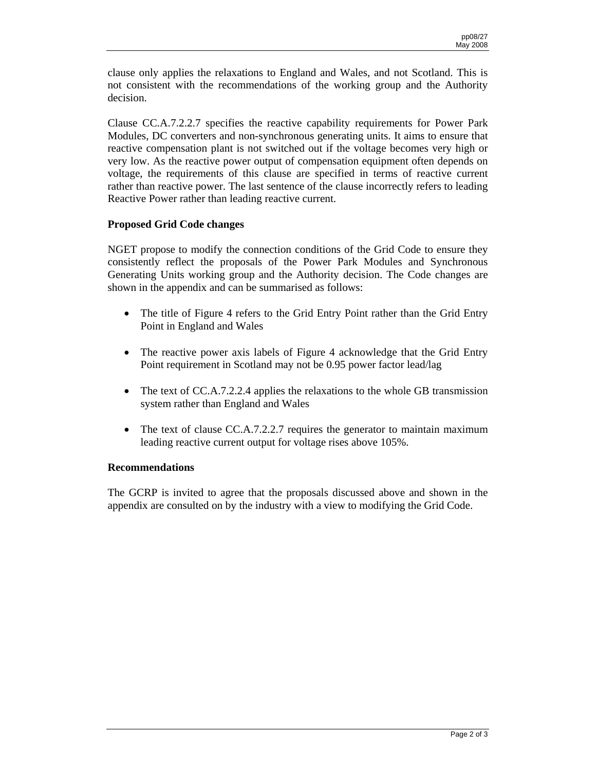clause only applies the relaxations to England and Wales, and not Scotland. This is not consistent with the recommendations of the working group and the Authority decision.

Clause CC.A.7.2.2.7 specifies the reactive capability requirements for Power Park Modules, DC converters and non-synchronous generating units. It aims to ensure that reactive compensation plant is not switched out if the voltage becomes very high or very low. As the reactive power output of compensation equipment often depends on voltage, the requirements of this clause are specified in terms of reactive current rather than reactive power. The last sentence of the clause incorrectly refers to leading Reactive Power rather than leading reactive current.

**Proposed Grid Code changes**

NGET propose to modify the connection conditions of the Grid Code to ensure they consistently reflect the proposals of the Power Park Modules and Synchronous Generating Units working group and the Authority decision. The Code changes are shown in the appendix and can be summarised as follows:

- The title of Figure 4 refers to the Grid Entry Point rather than the Grid Entry Point in England and Wales
- The reactive power axis labels of Figure 4 acknowledge that the Grid Entry Point requirement in Scotland may not be 0.95 power factor lead/lag
- The text of CC.A.7.2.2.4 applies the relaxations to the whole GB transmission system rather than England and Wales
- The text of clause CC.A.7.2.2.7 requires the generator to maintain maximum leading reactive current output for voltage rises above 105%.

**Recommendations**

The GCRP is invited to agree that the proposals discussed above and shown in the appendix are consulted on by the industry with a view to modifying the Grid Code.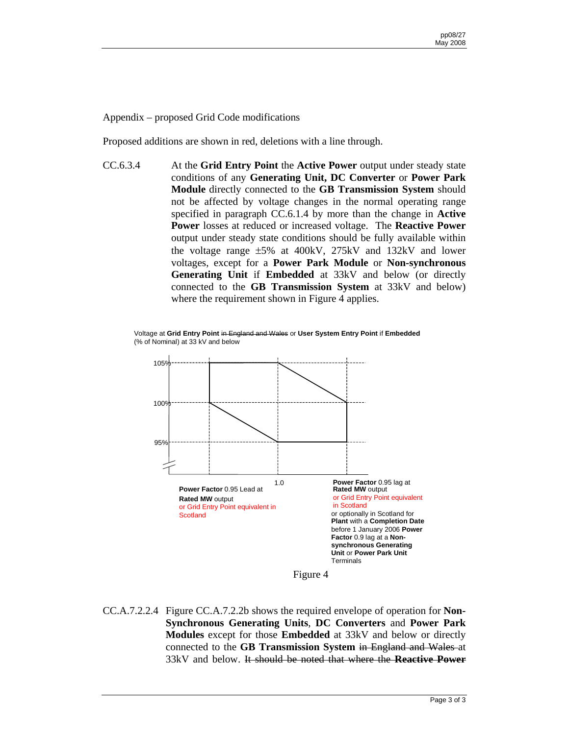Appendix – proposed Grid Code modifications

Proposed additions are shown in red, deletions with a line through.

CC.6.3.4 At the **Grid Entry Point** the **Active Power** output under steady state conditions of any **Generating Unit, DC Converter** or **Power Park Module** directly connected to the **GB Transmission System** should not be affected by voltage changes in the normal operating range specified in paragraph CC.6.1.4 by more than the change in **Active Power** losses at reduced or increased voltage. The **Reactive Power** output under steady state conditions should be fully available within the voltage range ±5% at 400kV, 275kV and 132kV and lower voltages, except for a **Power Park Module** or **Non-synchronous Generating Unit** if **Embedded** at 33kV and below (or directly connected to the **GB Transmission System** at 33kV and below) where the requirement shown in Figure 4 applies.

Voltage at **Grid Entry Point** ~~in England and Wales~~ or **User System Entry Point** if **Embedded** (% of Nominal) at 33 kV and below

105%

100%

95%

1.0

**Power Factor** 0.95 Lead at **Rated MW** output or Grid Entry Point equivalent in Scotland

**Power Factor** 0.95 lag at **Rated MW** output or Grid Entry Point equivalent in Scotland or optionally in Scotland for **Plant** with a **Completion Date** before 1 January 2006 **Power Factor** 0.9 lag at a **Non-synchronous Generating Unit** or **Power Park Unit** Terminals

Figure 4

CC.A.7.2.2.4 Figure CC.A.7.2.2b shows the required envelope of operation for **Non-Synchronous Generating Units**, **DC Converters** and **Power Park Modules** except for those **Embedded** at 33kV and below or directly connected to the **GB Transmission System** ~~in England and Wales~~ at 33kV and below. ~~It should be noted that where the **Reactive Power**~~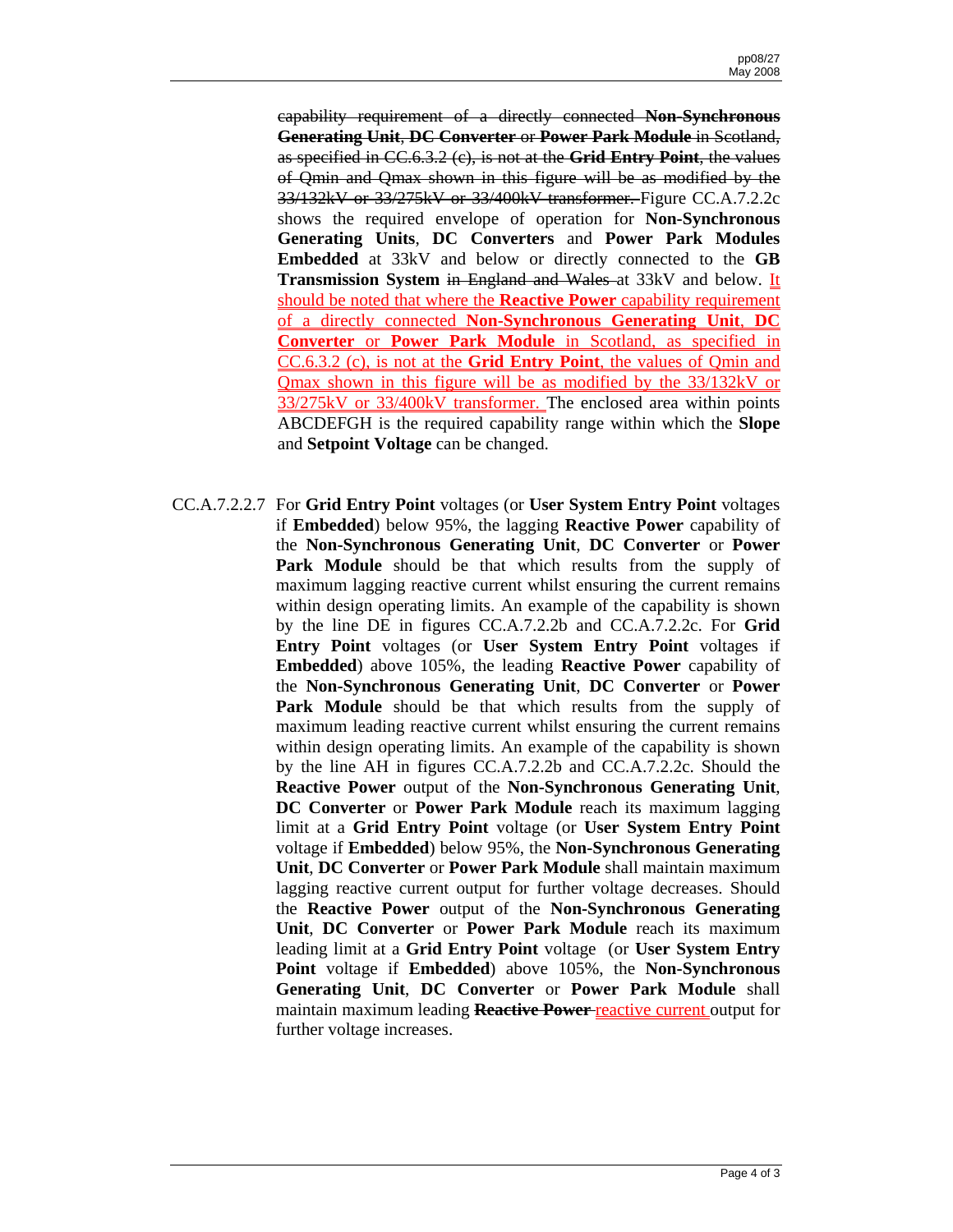~~capability requirement of a directly connected **Non-Synchronous Generating Unit**, **DC Converter** or **Power Park Module** in Scotland, as specified in CC.6.3.2 (c), is not at the **Grid Entry Point**, the values of Qmin and Qmax shown in this figure will be as modified by the 33/132kV or 33/275kV or 33/400kV transformer.~~ Figure CC.A.7.2.2c shows the required envelope of operation for **Non-Synchronous Generating Units**, **DC Converters** and **Power Park Modules Embedded** at 33kV and below or directly connected to the **GB Transmission System** ~~in England and Wales~~ at 33kV and below. It should be noted that where the **Reactive Power** capability requirement of a directly connected **Non-Synchronous Generating Unit**, **DC Converter** or **Power Park Module** in Scotland, as specified in CC.6.3.2 (c), is not at the **Grid Entry Point**, the values of Qmin and Qmax shown in this figure will be as modified by the 33/132kV or 33/275kV or 33/400kV transformer. The enclosed area within points ABCDEFGH is the required capability range within which the **Slope** and **Setpoint Voltage** can be changed.

CC.A.7.2.2.7 For **Grid Entry Point** voltages (or **User System Entry Point** voltages if **Embedded**) below 95%, the lagging **Reactive Power** capability of the **Non-Synchronous Generating Unit**, **DC Converter** or **Power Park Module** should be that which results from the supply of maximum lagging reactive current whilst ensuring the current remains within design operating limits. An example of the capability is shown by the line DE in figures CC.A.7.2.2b and CC.A.7.2.2c. For **Grid Entry Point** voltages (or **User System Entry Point** voltages if **Embedded**) above 105%, the leading **Reactive Power** capability of the **Non-Synchronous Generating Unit**, **DC Converter** or **Power Park Module** should be that which results from the supply of maximum leading reactive current whilst ensuring the current remains within design operating limits. An example of the capability is shown by the line AH in figures CC.A.7.2.2b and CC.A.7.2.2c. Should the **Reactive Power** output of the **Non-Synchronous Generating Unit**, **DC Converter** or **Power Park Module** reach its maximum lagging limit at a **Grid Entry Point** voltage (or **User System Entry Point** voltage if **Embedded**) below 95%, the **Non-Synchronous Generating Unit**, **DC Converter** or **Power Park Module** shall maintain maximum lagging reactive current output for further voltage decreases. Should the **Reactive Power** output of the **Non-Synchronous Generating Unit**, **DC Converter** or **Power Park Module** reach its maximum leading limit at a **Grid Entry Point** voltage (or **User System Entry Point** voltage if **Embedded**) above 105%, the **Non-Synchronous Generating Unit**, **DC Converter** or **Power Park Module** shall maintain maximum leading ~~**Reactive Power**~~ reactive current output for further voltage increases.